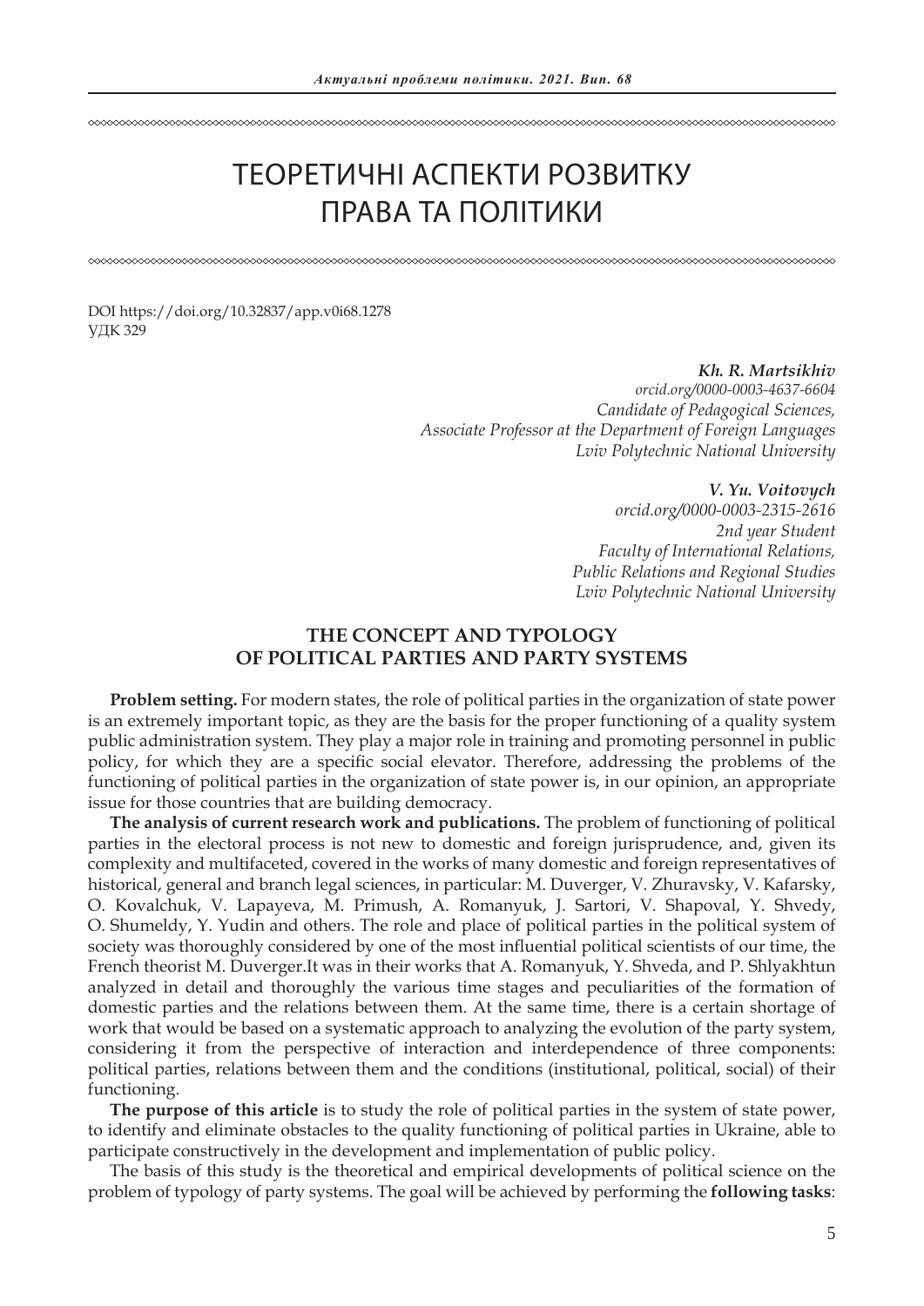# ТЕОРЕТИЧНІ АСПЕКТИ РОЗВИТКУ ПРАВА ТА ПОЛІТИКИ

DOI https://doi.org/10.32837/app.v0i68.1278
УДК 329

***Kh. R. Martsikhiv***
*orcid.org/0000-0003-4637-6604*
*Candidate of Pedagogical Sciences,*
*Associate Professor at the Department of Foreign Languages*
*Lviv Polytechnic National University*

***V. Yu. Voitovych***
*orcid.org/0000-0003-2315-2616*
*2nd year Student*
*Faculty of International Relations,*
*Public Relations and Regional Studies*
*Lviv Polytechnic National University*

## THE CONCEPT AND TYPOLOGY OF POLITICAL PARTIES AND PARTY SYSTEMS

**Problem setting.** For modern states, the role of political parties in the organization of state power is an extremely important topic, as they are the basis for the proper functioning of a quality system public administration system. They play a major role in training and promoting personnel in public policy, for which they are a specific social elevator. Therefore, addressing the problems of the functioning of political parties in the organization of state power is, in our opinion, an appropriate issue for those countries that are building democracy.

**The analysis of current research work and publications.** The problem of functioning of political parties in the electoral process is not new to domestic and foreign jurisprudence, and, given its complexity and multifaceted, covered in the works of many domestic and foreign representatives of historical, general and branch legal sciences, in particular: M. Duverger, V. Zhuravsky, V. Kafarsky, O. Kovalchuk, V. Lapayeva, M. Primush, A. Romanyuk, J. Sartori, V. Shapoval, Y. Shvedy, O. Shumeldy, Y. Yudin and others. The role and place of political parties in the political system of society was thoroughly considered by one of the most influential political scientists of our time, the French theorist M. Duverger.It was in their works that A. Romanyuk, Y. Shveda, and P. Shlyakhtun analyzed in detail and thoroughly the various time stages and peculiarities of the formation of domestic parties and the relations between them. At the same time, there is a certain shortage of work that would be based on a systematic approach to analyzing the evolution of the party system, considering it from the perspective of interaction and interdependence of three components: political parties, relations between them and the conditions (institutional, political, social) of their functioning.

**The purpose of this article** is to study the role of political parties in the system of state power, to identify and eliminate obstacles to the quality functioning of political parties in Ukraine, able to participate constructively in the development and implementation of public policy.

The basis of this study is the theoretical and empirical developments of political science on the problem of typology of party systems. The goal will be achieved by performing the **following tasks**: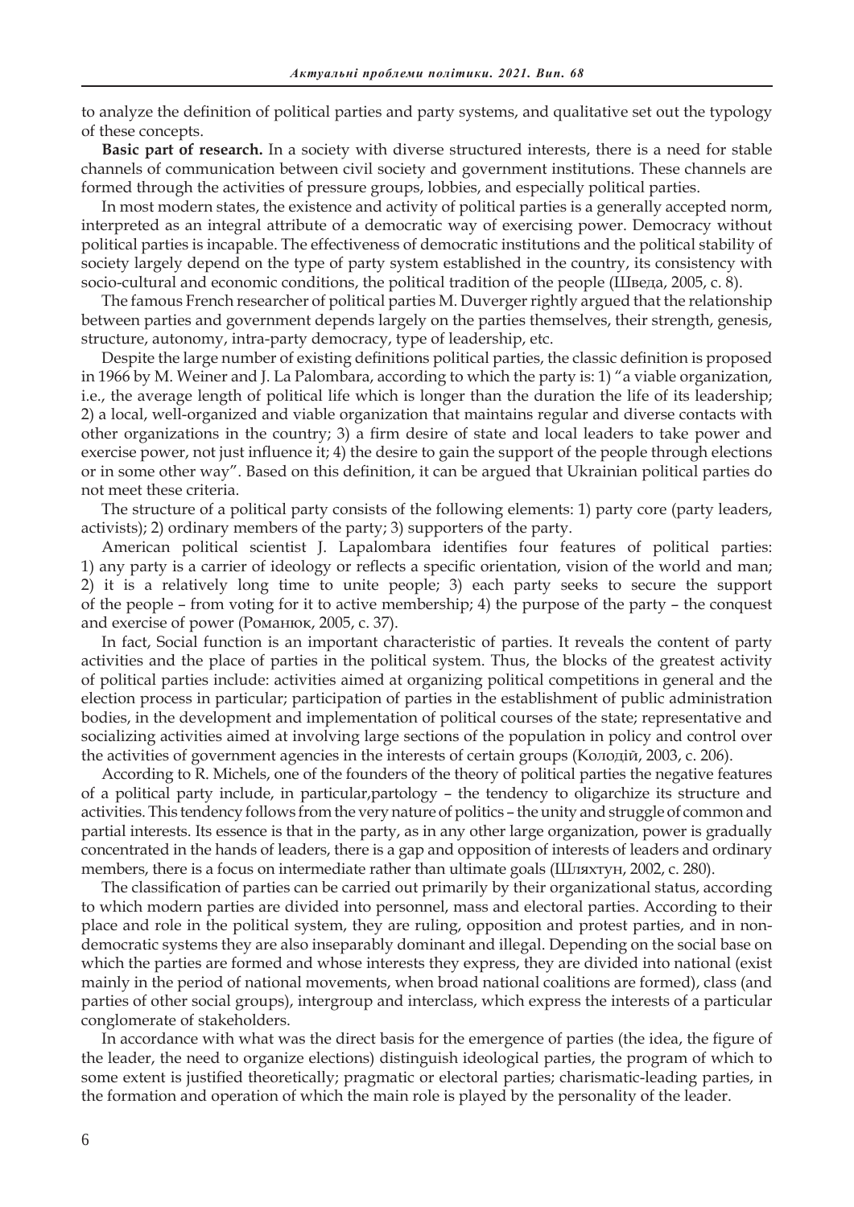to analyze the definition of political parties and party systems, and qualitative set out the typology of these concepts.

**Basic part of research.** In a society with diverse structured interests, there is a need for stable channels of communication between civil society and government institutions. These channels are formed through the activities of pressure groups, lobbies, and especially political parties.

In most modern states, the existence and activity of political parties is a generally accepted norm, interpreted as an integral attribute of a democratic way of exercising power. Democracy without political parties is incapable. The effectiveness of democratic institutions and the political stability of society largely depend on the type of party system established in the country, its consistency with socio-cultural and economic conditions, the political tradition of the people (Шведа, 2005, с. 8).

The famous French researcher of political parties M. Duverger rightly argued that the relationship between parties and government depends largely on the parties themselves, their strength, genesis, structure, autonomy, intra-party democracy, type of leadership, etc.

Despite the large number of existing definitions political parties, the classic definition is proposed in 1966 by M. Weiner and J. La Palombara, according to which the party is: 1) "a viable organization, i.e., the average length of political life which is longer than the duration the life of its leadership; 2) a local, well-organized and viable organization that maintains regular and diverse contacts with other organizations in the country; 3) a firm desire of state and local leaders to take power and exercise power, not just influence it; 4) the desire to gain the support of the people through elections or in some other way". Based on this definition, it can be argued that Ukrainian political parties do not meet these criteria.

The structure of a political party consists of the following elements: 1) party core (party leaders, activists); 2) ordinary members of the party; 3) supporters of the party.

American political scientist J. Lapalombara identifies four features of political parties: 1) any party is a carrier of ideology or reflects a specific orientation, vision of the world and man; 2) it is a relatively long time to unite people; 3) each party seeks to secure the support of the people – from voting for it to active membership; 4) the purpose of the party – the conquest and exercise of power (Романюк, 2005, с. 37).

In fact, Social function is an important characteristic of parties. It reveals the content of party activities and the place of parties in the political system. Thus, the blocks of the greatest activity of political parties include: activities aimed at organizing political competitions in general and the election process in particular; participation of parties in the establishment of public administration bodies, in the development and implementation of political courses of the state; representative and socializing activities aimed at involving large sections of the population in policy and control over the activities of government agencies in the interests of certain groups (Колодій, 2003, с. 206).

According to R. Michels, one of the founders of the theory of political parties the negative features of a political party include, in particular,partology – the tendency to oligarchize its structure and activities. This tendency follows from the very nature of politics – the unity and struggle of common and partial interests. Its essence is that in the party, as in any other large organization, power is gradually concentrated in the hands of leaders, there is a gap and opposition of interests of leaders and ordinary members, there is a focus on intermediate rather than ultimate goals (Шляхтун, 2002, с. 280).

The classification of parties can be carried out primarily by their organizational status, according to which modern parties are divided into personnel, mass and electoral parties. According to their place and role in the political system, they are ruling, opposition and protest parties, and in non-democratic systems they are also inseparably dominant and illegal. Depending on the social base on which the parties are formed and whose interests they express, they are divided into national (exist mainly in the period of national movements, when broad national coalitions are formed), class (and parties of other social groups), intergroup and interclass, which express the interests of a particular conglomerate of stakeholders.

In accordance with what was the direct basis for the emergence of parties (the idea, the figure of the leader, the need to organize elections) distinguish ideological parties, the program of which to some extent is justified theoretically; pragmatic or electoral parties; charismatic-leading parties, in the formation and operation of which the main role is played by the personality of the leader.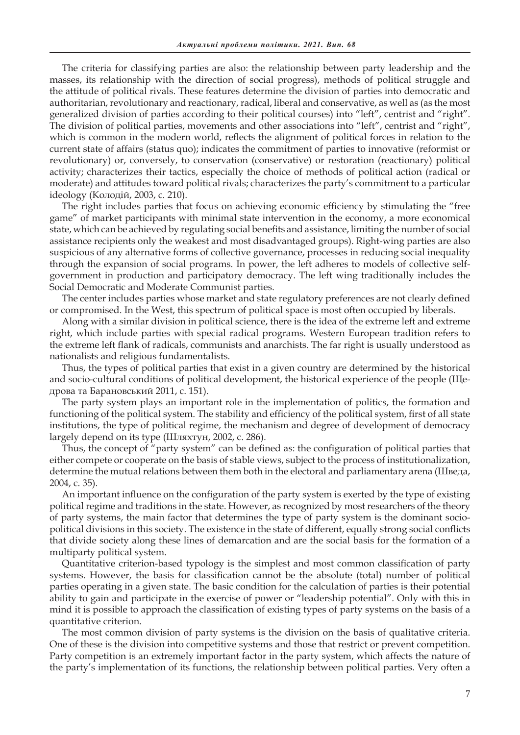The criteria for classifying parties are also: the relationship between party leadership and the masses, its relationship with the direction of social progress), methods of political struggle and the attitude of political rivals. These features determine the division of parties into democratic and authoritarian, revolutionary and reactionary, radical, liberal and conservative, as well as (as the most generalized division of parties according to their political courses) into "left", centrist and "right". The division of political parties, movements and other associations into "left", centrist and "right", which is common in the modern world, reflects the alignment of political forces in relation to the current state of affairs (status quo); indicates the commitment of parties to innovative (reformist or revolutionary) or, conversely, to conservation (conservative) or restoration (reactionary) political activity; characterizes their tactics, especially the choice of methods of political action (radical or moderate) and attitudes toward political rivals; characterizes the party's commitment to a particular ideology (Колодій, 2003, с. 210).

The right includes parties that focus on achieving economic efficiency by stimulating the "free game" of market participants with minimal state intervention in the economy, a more economical state, which can be achieved by regulating social benefits and assistance, limiting the number of social assistance recipients only the weakest and most disadvantaged groups). Right-wing parties are also suspicious of any alternative forms of collective governance, processes in reducing social inequality through the expansion of social programs. In power, the left adheres to models of collective self-government in production and participatory democracy. The left wing traditionally includes the Social Democratic and Moderate Communist parties.

The center includes parties whose market and state regulatory preferences are not clearly defined or compromised. In the West, this spectrum of political space is most often occupied by liberals.

Along with a similar division in political science, there is the idea of the extreme left and extreme right, which include parties with special radical programs. Western European tradition refers to the extreme left flank of radicals, communists and anarchists. The far right is usually understood as nationalists and religious fundamentalists.

Thus, the types of political parties that exist in a given country are determined by the historical and socio-cultural conditions of political development, the historical experience of the people (Щедрова та Барановський 2011, с. 151).

The party system plays an important role in the implementation of politics, the formation and functioning of the political system. The stability and efficiency of the political system, first of all state institutions, the type of political regime, the mechanism and degree of development of democracy largely depend on its type (Шляхтун, 2002, с. 286).

Thus, the concept of "party system" can be defined as: the configuration of political parties that either compete or cooperate on the basis of stable views, subject to the process of institutionalization, determine the mutual relations between them both in the electoral and parliamentary arena (Шведа, 2004, с. 35).

An important influence on the configuration of the party system is exerted by the type of existing political regime and traditions in the state. However, as recognized by most researchers of the theory of party systems, the main factor that determines the type of party system is the dominant socio-political divisions in this society. The existence in the state of different, equally strong social conflicts that divide society along these lines of demarcation and are the social basis for the formation of a multiparty political system.

Quantitative criterion-based typology is the simplest and most common classification of party systems. However, the basis for classification cannot be the absolute (total) number of political parties operating in a given state. The basic condition for the calculation of parties is their potential ability to gain and participate in the exercise of power or "leadership potential". Only with this in mind it is possible to approach the classification of existing types of party systems on the basis of a quantitative criterion.

The most common division of party systems is the division on the basis of qualitative criteria. One of these is the division into competitive systems and those that restrict or prevent competition. Party competition is an extremely important factor in the party system, which affects the nature of the party's implementation of its functions, the relationship between political parties. Very often a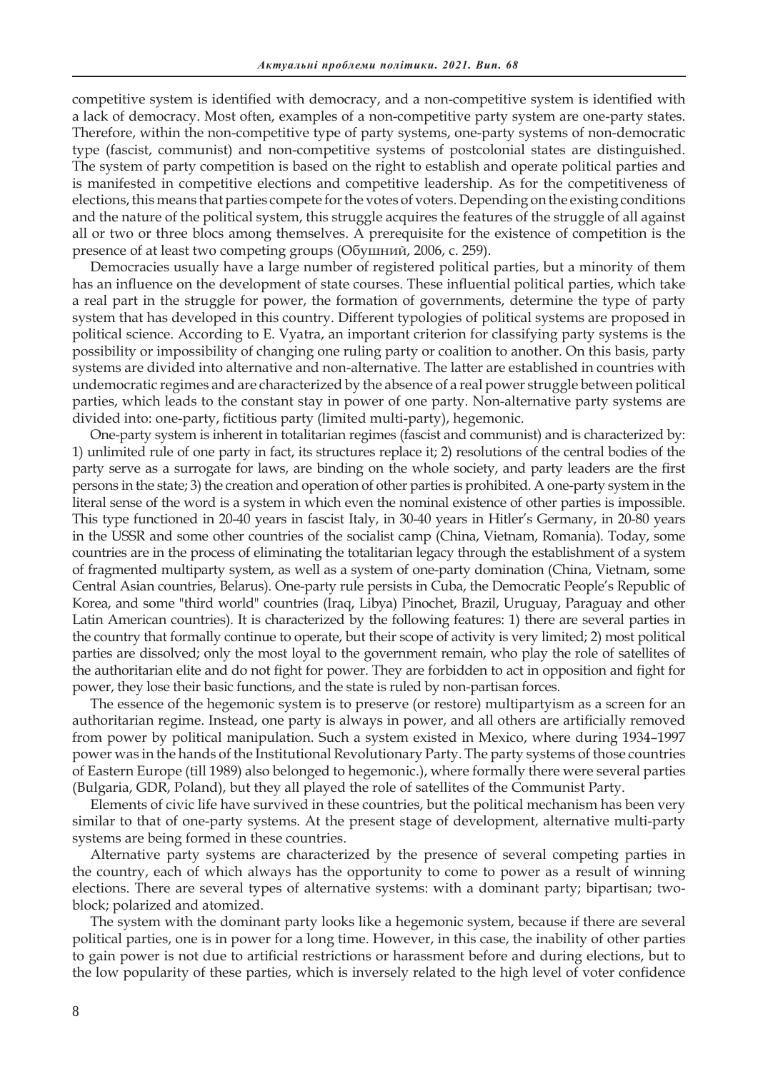competitive system is identified with democracy, and a non-competitive system is identified with a lack of democracy. Most often, examples of a non-competitive party system are one-party states. Therefore, within the non-competitive type of party systems, one-party systems of non-democratic type (fascist, communist) and non-competitive systems of postcolonial states are distinguished. The system of party competition is based on the right to establish and operate political parties and is manifested in competitive elections and competitive leadership. As for the competitiveness of elections, this means that parties compete for the votes of voters. Depending on the existing conditions and the nature of the political system, this struggle acquires the features of the struggle of all against all or two or three blocs among themselves. A prerequisite for the existence of competition is the presence of at least two competing groups (Обушний, 2006, c. 259).

Democracies usually have a large number of registered political parties, but a minority of them has an influence on the development of state courses. These influential political parties, which take a real part in the struggle for power, the formation of governments, determine the type of party system that has developed in this country. Different typologies of political systems are proposed in political science. According to E. Vyatra, an important criterion for classifying party systems is the possibility or impossibility of changing one ruling party or coalition to another. On this basis, party systems are divided into alternative and non-alternative. The latter are established in countries with undemocratic regimes and are characterized by the absence of a real power struggle between political parties, which leads to the constant stay in power of one party. Non-alternative party systems are divided into: one-party, fictitious party (limited multi-party), hegemonic.

One-party system is inherent in totalitarian regimes (fascist and communist) and is characterized by: 1) unlimited rule of one party in fact, its structures replace it; 2) resolutions of the central bodies of the party serve as a surrogate for laws, are binding on the whole society, and party leaders are the first persons in the state; 3) the creation and operation of other parties is prohibited. A one-party system in the literal sense of the word is a system in which even the nominal existence of other parties is impossible. This type functioned in 20-40 years in fascist Italy, in 30-40 years in Hitler's Germany, in 20-80 years in the USSR and some other countries of the socialist camp (China, Vietnam, Romania). Today, some countries are in the process of eliminating the totalitarian legacy through the establishment of a system of fragmented multiparty system, as well as a system of one-party domination (China, Vietnam, some Central Asian countries, Belarus). One-party rule persists in Cuba, the Democratic People's Republic of Korea, and some "third world" countries (Iraq, Libya) Pinochet, Brazil, Uruguay, Paraguay and other Latin American countries). It is characterized by the following features: 1) there are several parties in the country that formally continue to operate, but their scope of activity is very limited; 2) most political parties are dissolved; only the most loyal to the government remain, who play the role of satellites of the authoritarian elite and do not fight for power. They are forbidden to act in opposition and fight for power, they lose their basic functions, and the state is ruled by non-partisan forces.

The essence of the hegemonic system is to preserve (or restore) multipartyism as a screen for an authoritarian regime. Instead, one party is always in power, and all others are artificially removed from power by political manipulation. Such a system existed in Mexico, where during 1934–1997 power was in the hands of the Institutional Revolutionary Party. The party systems of those countries of Eastern Europe (till 1989) also belonged to hegemonic.), where formally there were several parties (Bulgaria, GDR, Poland), but they all played the role of satellites of the Communist Party.

Elements of civic life have survived in these countries, but the political mechanism has been very similar to that of one-party systems. At the present stage of development, alternative multi-party systems are being formed in these countries.

Alternative party systems are characterized by the presence of several competing parties in the country, each of which always has the opportunity to come to power as a result of winning elections. There are several types of alternative systems: with a dominant party; bipartisan; two-block; polarized and atomized.

The system with the dominant party looks like a hegemonic system, because if there are several political parties, one is in power for a long time. However, in this case, the inability of other parties to gain power is not due to artificial restrictions or harassment before and during elections, but to the low popularity of these parties, which is inversely related to the high level of voter confidence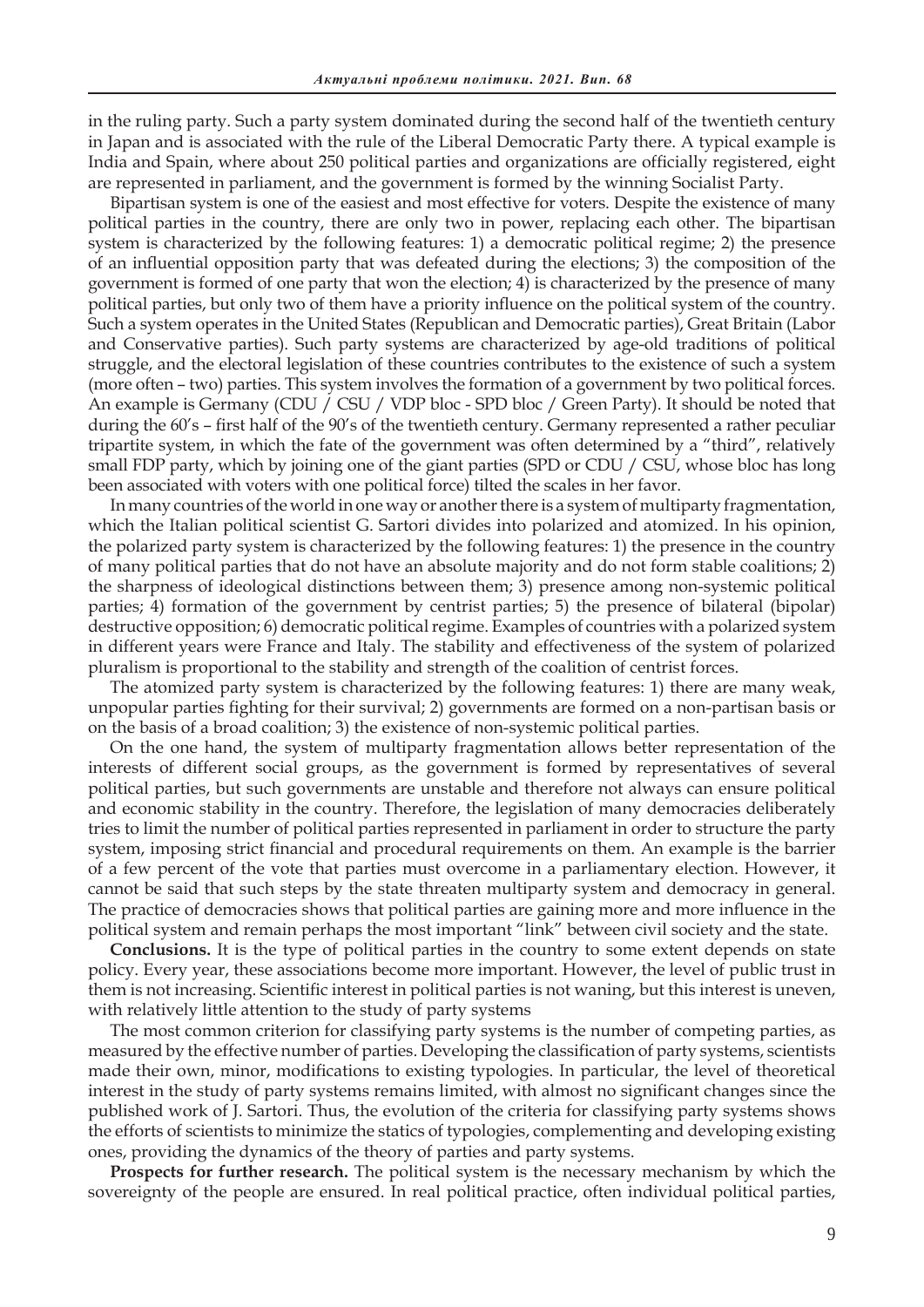in the ruling party. Such a party system dominated during the second half of the twentieth century in Japan and is associated with the rule of the Liberal Democratic Party there. A typical example is India and Spain, where about 250 political parties and organizations are officially registered, eight are represented in parliament, and the government is formed by the winning Socialist Party.

Bipartisan system is one of the easiest and most effective for voters. Despite the existence of many political parties in the country, there are only two in power, replacing each other. The bipartisan system is characterized by the following features: 1) a democratic political regime; 2) the presence of an influential opposition party that was defeated during the elections; 3) the composition of the government is formed of one party that won the election; 4) is characterized by the presence of many political parties, but only two of them have a priority influence on the political system of the country. Such a system operates in the United States (Republican and Democratic parties), Great Britain (Labor and Conservative parties). Such party systems are characterized by age-old traditions of political struggle, and the electoral legislation of these countries contributes to the existence of such a system (more often – two) parties. This system involves the formation of a government by two political forces. An example is Germany (CDU / CSU / VDP bloc - SPD bloc / Green Party). It should be noted that during the 60's – first half of the 90's of the twentieth century. Germany represented a rather peculiar tripartite system, in which the fate of the government was often determined by a "third", relatively small FDP party, which by joining one of the giant parties (SPD or CDU / CSU, whose bloc has long been associated with voters with one political force) tilted the scales in her favor.

In many countries of the world in one way or another there is a system of multiparty fragmentation, which the Italian political scientist G. Sartori divides into polarized and atomized. In his opinion, the polarized party system is characterized by the following features: 1) the presence in the country of many political parties that do not have an absolute majority and do not form stable coalitions; 2) the sharpness of ideological distinctions between them; 3) presence among non-systemic political parties; 4) formation of the government by centrist parties; 5) the presence of bilateral (bipolar) destructive opposition; 6) democratic political regime. Examples of countries with a polarized system in different years were France and Italy. The stability and effectiveness of the system of polarized pluralism is proportional to the stability and strength of the coalition of centrist forces.

The atomized party system is characterized by the following features: 1) there are many weak, unpopular parties fighting for their survival; 2) governments are formed on a non-partisan basis or on the basis of a broad coalition; 3) the existence of non-systemic political parties.

On the one hand, the system of multiparty fragmentation allows better representation of the interests of different social groups, as the government is formed by representatives of several political parties, but such governments are unstable and therefore not always can ensure political and economic stability in the country. Therefore, the legislation of many democracies deliberately tries to limit the number of political parties represented in parliament in order to structure the party system, imposing strict financial and procedural requirements on them. An example is the barrier of a few percent of the vote that parties must overcome in a parliamentary election. However, it cannot be said that such steps by the state threaten multiparty system and democracy in general. The practice of democracies shows that political parties are gaining more and more influence in the political system and remain perhaps the most important "link" between civil society and the state.

**Conclusions.** It is the type of political parties in the country to some extent depends on state policy. Every year, these associations become more important. However, the level of public trust in them is not increasing. Scientific interest in political parties is not waning, but this interest is uneven, with relatively little attention to the study of party systems

The most common criterion for classifying party systems is the number of competing parties, as measured by the effective number of parties. Developing the classification of party systems, scientists made their own, minor, modifications to existing typologies. In particular, the level of theoretical interest in the study of party systems remains limited, with almost no significant changes since the published work of J. Sartori. Thus, the evolution of the criteria for classifying party systems shows the efforts of scientists to minimize the statics of typologies, complementing and developing existing ones, providing the dynamics of the theory of parties and party systems.

**Prospects for further research.** The political system is the necessary mechanism by which the sovereignty of the people are ensured. In real political practice, often individual political parties,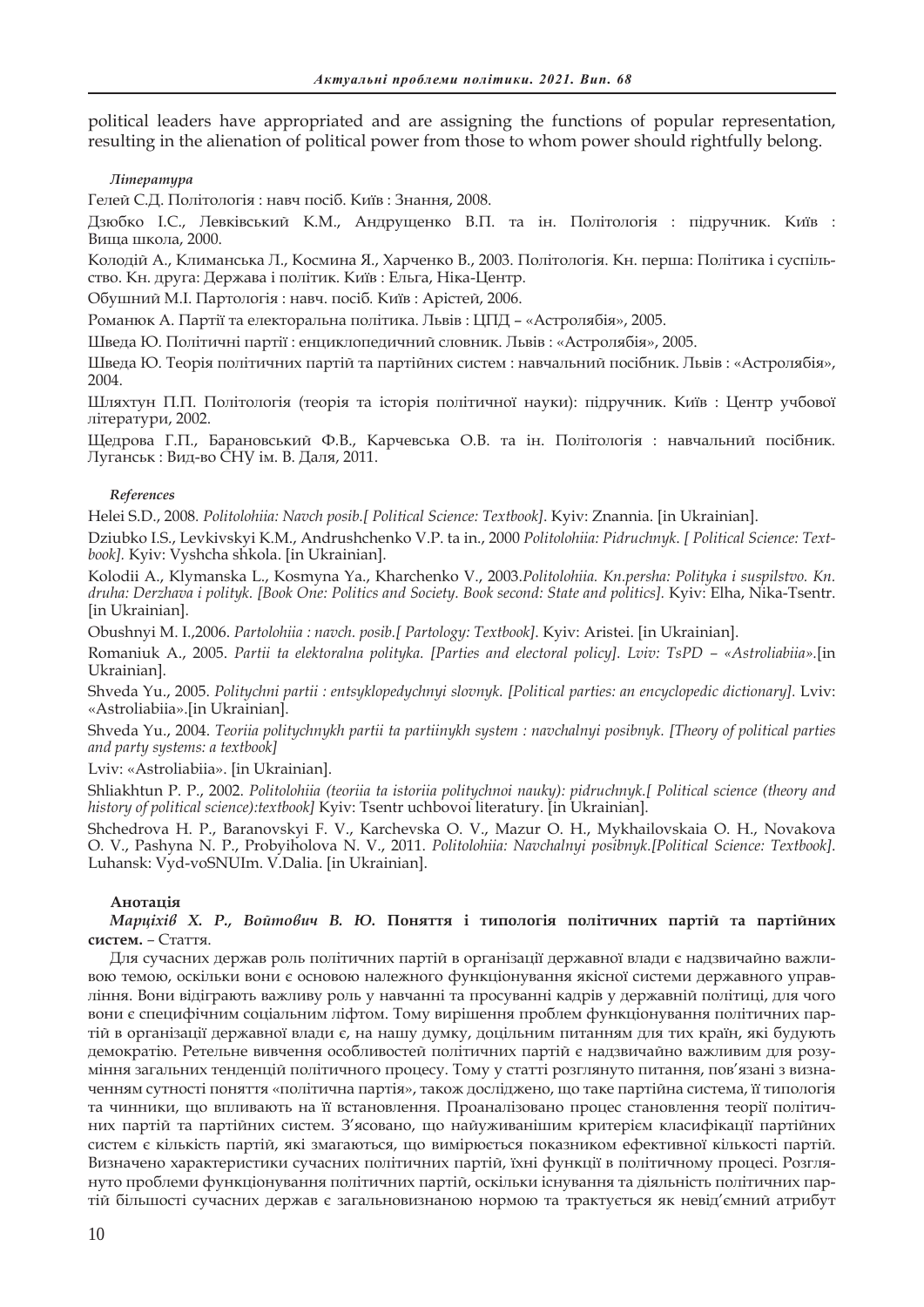political leaders have appropriated and are assigning the functions of popular representation, resulting in the alienation of political power from those to whom power should rightfully belong.

***Література***

Гелей С.Д. Політологія : навч посіб. Київ : Знання, 2008.

Дзюбко І.С., Левківський К.М., Андрущенко В.П. та ін. Політологія : підручник. Київ : Вища школа, 2000.

Колодій А., Климанська Л., Космина Я., Харченко В., 2003. Політологія. Кн. перша: Політика і суспільство. Кн. друга: Держава і політик. Київ : Ельга, Ніка-Центр.

Обушний М.І. Партологія : навч. посіб. Київ : Арістей, 2006.

Романюк А. Партії та електоральна політика. Львів : ЦПД – «Астролябія», 2005.

Шведа Ю. Політичні партії : енциклопедичний словник. Львів : «Астролябія», 2005.

Шведа Ю. Теорія політичних партій та партійних систем : навчальний посібник. Львів : «Астролябія», 2004.

Шляхтун П.П. Політологія (теорія та історія політичної науки): підручник. Київ : Центр учбової літератури, 2002.

Щедрова Г.П., Барановський Ф.В., Карчевська О.В. та ін. Політологія : навчальний посібник. Луганськ : Вид-во СНУ ім. В. Даля, 2011.

***References***

Helei S.D., 2008. *Politolohiia: Navch posib.[ Political Science: Textbook].* Kyiv: Znannia. [in Ukrainian].

Dziubko I.S., Levkivskyi K.M., Andrushchenko V.P. ta in., 2000 *Politolohiia: Pidruchnyk. [ Political Science: Textbook].* Kyiv: Vyshcha shkola. [in Ukrainian].

Kolodii A., Klymanska L., Kosmyna Ya., Kharchenko V., 2003.*Politolohiia. Kn.persha: Polityka i suspilstvo. Kn. druha: Derzhava i polityk. [Book One: Politics and Society. Book second: State and politics].* Kyiv: Elha, Nika-Tsentr. [in Ukrainian].

Obushnyi M. I.,2006. *Partolohiia : navch. posib.[ Partology: Textbook].* Kyiv: Aristei. [in Ukrainian].

Romaniuk A., 2005. *Partii ta elektoralna polityka. [Parties and electoral policy]. Lviv: TsPD – «Astroliabiia».*[in Ukrainian].

Shveda Yu., 2005. *Politychni partii : entsyklopedychnyi slovnyk. [Political parties: an encyclopedic dictionary].* Lviv: «Astroliabiia».[in Ukrainian].

Shveda Yu., 2004. *Teoriia politychnykh partii ta partiinykh system : navchalnyi posibnyk. [Theory of political parties and party systems: a textbook]*

Lviv: «Astroliabiia». [in Ukrainian].

Shliakhtun P. P., 2002. *Politolohiia (teoriia ta istoriia politychnoi nauky): pidruchnyk.[ Political science (theory and history of political science):textbook]* Kyiv: Tsentr uchbovoi literatury. [in Ukrainian].

Shchedrova H. P., Baranovskyi F. V., Karchevska O. V., Mazur O. H., Mykhailovskaia O. H., Novakova O. V., Pashyna N. P., Probyiholova N. V., 2011. *Politolohiia: Navchalnyi posibnyk.[Political Science: Textbook].* Luhansk: Vyd-voSNUIm. V.Dalia. [in Ukrainian].

**Анотація**

***Марціхів Х. Р., Войтович В. Ю.* Поняття і типологія політичних партій та партійних систем.** – Стаття.

Для сучасних держав роль політичних партій в організації державної влади є надзвичайно важливою темою, оскільки вони є основою належного функціонування якісної системи державного управління. Вони відіграють важливу роль у навчанні та просуванні кадрів у державній політиці, для чого вони є специфічним соціальним ліфтом. Тому вирішення проблем функціонування політичних партій в організації державної влади є, на нашу думку, доцільним питанням для тих країн, які будують демократію. Ретельне вивчення особливостей політичних партій є надзвичайно важливим для розуміння загальних тенденцій політичного процесу. Тому у статті розглянуто питання, пов'язані з визначенням сутності поняття «політична партія», також досліджено, що таке партійна система, її типологія та чинники, що впливають на її встановлення. Проаналізовано процес становлення теорії політичних партій та партійних систем. З'ясовано, що найуживанішим критерієм класифікації партійних систем є кількість партій, які змагаються, що вимірюється показником ефективної кількості партій. Визначено характеристики сучасних політичних партій, їхні функції в політичному процесі. Розглянуто проблеми функціонування політичних партій, оскільки існування та діяльність політичних партій більшості сучасних держав є загальновизнаною нормою та трактується як невід'ємний атрибут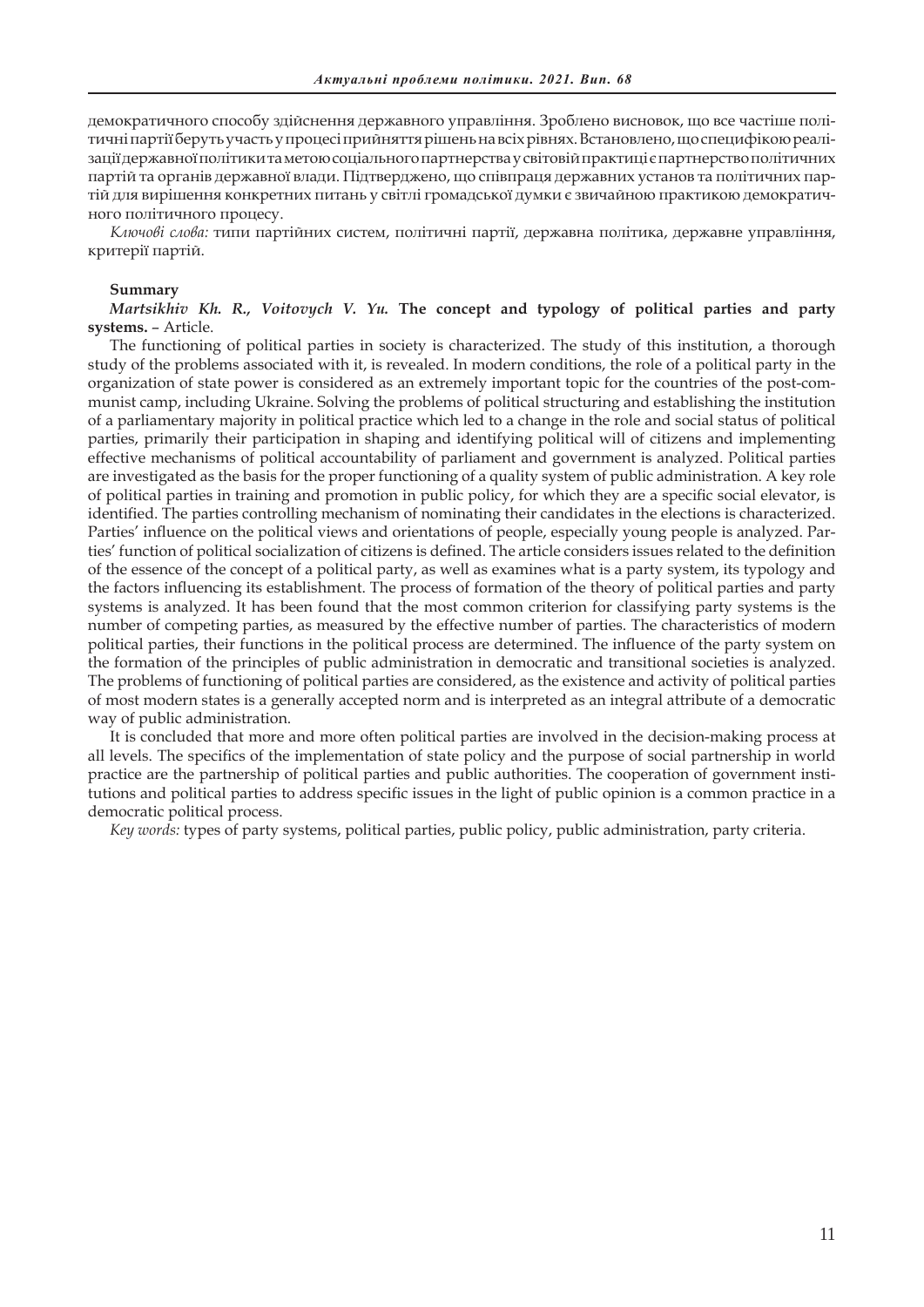демократичного способу здійснення державного управління. Зроблено висновок, що все частіше політичні партії беруть участь у процесі прийняття рішень на всіх рівнях. Встановлено, що специфікою реалізації державної політики та метою соціального партнерства у світовій практиці є партнерство політичних партій та органів державної влади. Підтверджено, що співпраця державних установ та політичних партій для вирішення конкретних питань у світлі громадської думки є звичайною практикою демократичного політичного процесу.

*Ключові слова:* типи партійних систем, політичні партії, державна політика, державне управління, критерії партій.

**Summary**

***Martsikhiv Kh. R., Voitovych V. Yu.*** **The concept and typology of political parties and party systems.** – Article.

The functioning of political parties in society is characterized. The study of this institution, a thorough study of the problems associated with it, is revealed. In modern conditions, the role of a political party in the organization of state power is considered as an extremely important topic for the countries of the post-communist camp, including Ukraine. Solving the problems of political structuring and establishing the institution of a parliamentary majority in political practice which led to a change in the role and social status of political parties, primarily their participation in shaping and identifying political will of citizens and implementing effective mechanisms of political accountability of parliament and government is analyzed. Political parties are investigated as the basis for the proper functioning of a quality system of public administration. A key role of political parties in training and promotion in public policy, for which they are a specific social elevator, is identified. The parties controlling mechanism of nominating their candidates in the elections is characterized. Parties' influence on the political views and orientations of people, especially young people is analyzed. Parties' function of political socialization of citizens is defined. The article considers issues related to the definition of the essence of the concept of a political party, as well as examines what is a party system, its typology and the factors influencing its establishment. The process of formation of the theory of political parties and party systems is analyzed. It has been found that the most common criterion for classifying party systems is the number of competing parties, as measured by the effective number of parties. The characteristics of modern political parties, their functions in the political process are determined. The influence of the party system on the formation of the principles of public administration in democratic and transitional societies is analyzed. The problems of functioning of political parties are considered, as the existence and activity of political parties of most modern states is a generally accepted norm and is interpreted as an integral attribute of a democratic way of public administration.

It is concluded that more and more often political parties are involved in the decision-making process at all levels. The specifics of the implementation of state policy and the purpose of social partnership in world practice are the partnership of political parties and public authorities. The cooperation of government institutions and political parties to address specific issues in the light of public opinion is a common practice in a democratic political process.

*Key words:* types of party systems, political parties, public policy, public administration, party criteria.